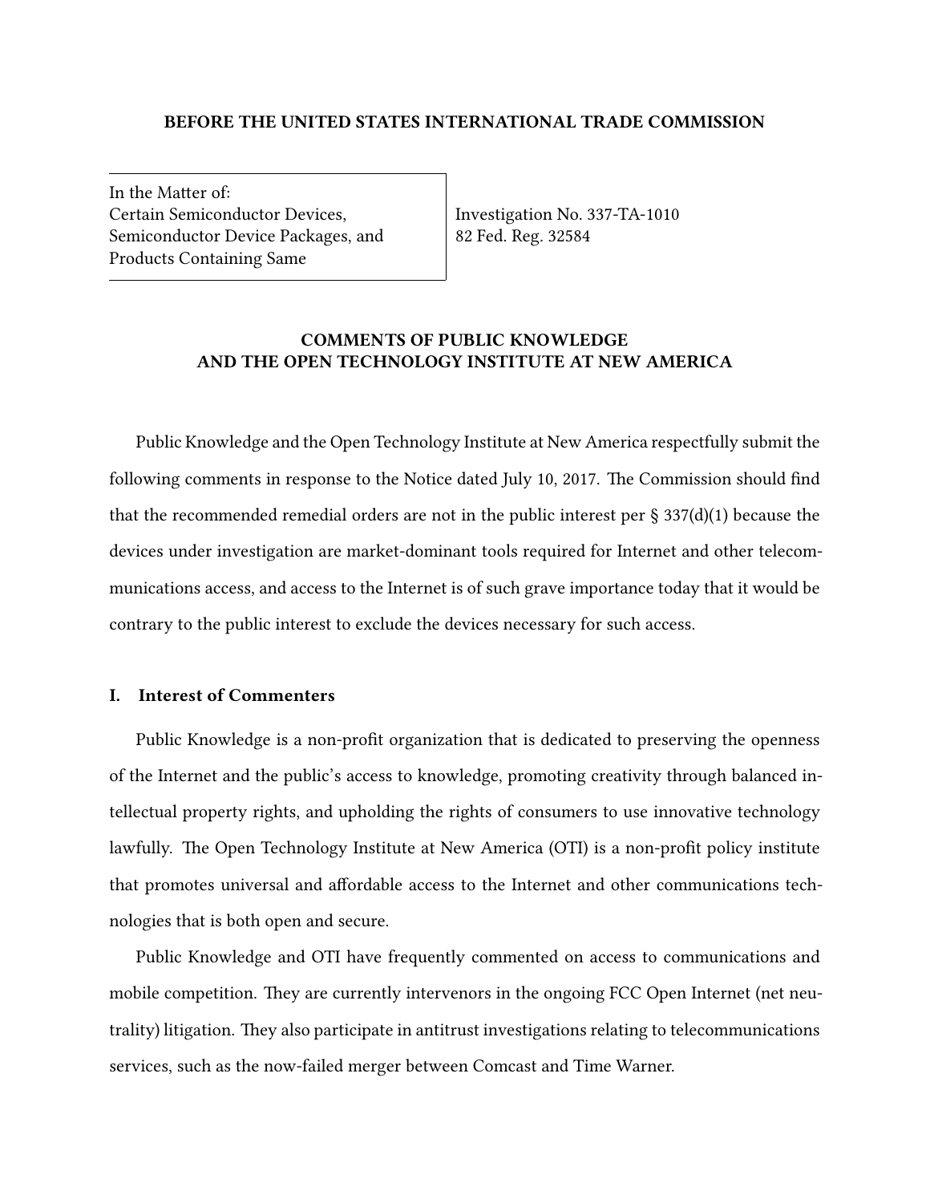**BEFORE THE UNITED STATES INTERNATIONAL TRADE COMMISSION**

| In the Matter of: Certain Semiconductor Devices, Semiconductor Device Packages, and Products Containing Same | Investigation No. 337-TA-1010 82 Fed. Reg. 32584 |
| --- | --- |

**COMMENTS OF PUBLIC KNOWLEDGE AND THE OPEN TECHNOLOGY INSTITUTE AT NEW AMERICA**

Public Knowledge and the Open Technology Institute at New America respectfully submit the following comments in response to the Notice dated July 10, 2017. The Commission should find that the recommended remedial orders are not in the public interest per § 337(d)(1) because the devices under investigation are market-dominant tools required for Internet and other telecommunications access, and access to the Internet is of such grave importance today that it would be contrary to the public interest to exclude the devices necessary for such access.

## I. Interest of Commenters

Public Knowledge is a non-profit organization that is dedicated to preserving the openness of the Internet and the public's access to knowledge, promoting creativity through balanced intellectual property rights, and upholding the rights of consumers to use innovative technology lawfully. The Open Technology Institute at New America (OTI) is a non-profit policy institute that promotes universal and affordable access to the Internet and other communications technologies that is both open and secure.

Public Knowledge and OTI have frequently commented on access to communications and mobile competition. They are currently intervenors in the ongoing FCC Open Internet (net neutrality) litigation. They also participate in antitrust investigations relating to telecommunications services, such as the now-failed merger between Comcast and Time Warner.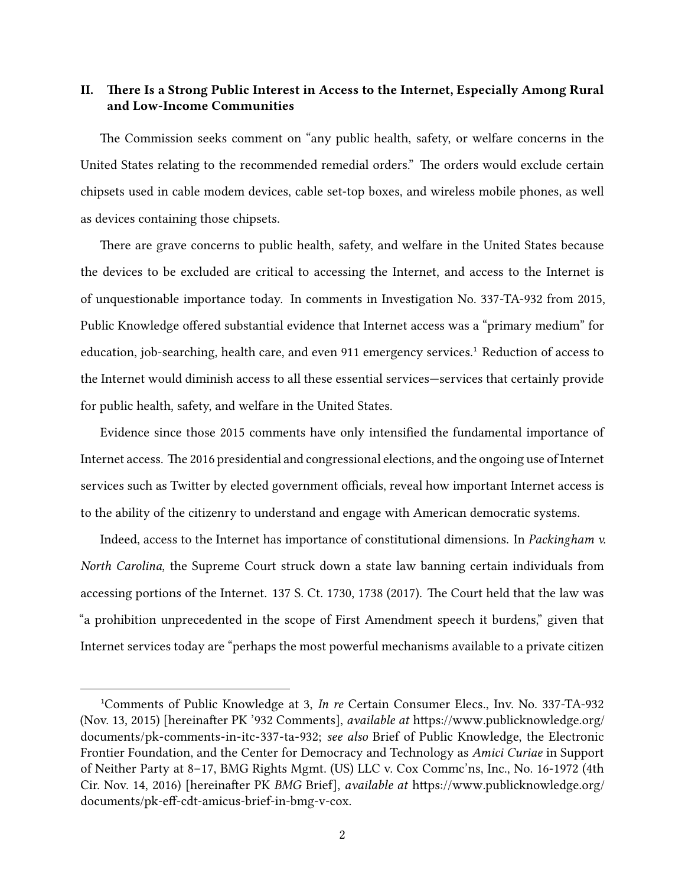## II. There Is a Strong Public Interest in Access to the Internet, Especially Among Rural and Low-Income Communities

The Commission seeks comment on "any public health, safety, or welfare concerns in the United States relating to the recommended remedial orders." The orders would exclude certain chipsets used in cable modem devices, cable set-top boxes, and wireless mobile phones, as well as devices containing those chipsets.

There are grave concerns to public health, safety, and welfare in the United States because the devices to be excluded are critical to accessing the Internet, and access to the Internet is of unquestionable importance today. In comments in Investigation No. 337-TA-932 from 2015, Public Knowledge offered substantial evidence that Internet access was a "primary medium" for education, job-searching, health care, and even 911 emergency services.[1] Reduction of access to the Internet would diminish access to all these essential services—services that certainly provide for public health, safety, and welfare in the United States.

Evidence since those 2015 comments have only intensified the fundamental importance of Internet access. The 2016 presidential and congressional elections, and the ongoing use of Internet services such as Twitter by elected government officials, reveal how important Internet access is to the ability of the citizenry to understand and engage with American democratic systems.

Indeed, access to the Internet has importance of constitutional dimensions. In *Packingham v. North Carolina*, the Supreme Court struck down a state law banning certain individuals from accessing portions of the Internet. 137 S. Ct. 1730, 1738 (2017). The Court held that the law was "a prohibition unprecedented in the scope of First Amendment speech it burdens," given that Internet services today are "perhaps the most powerful mechanisms available to a private citizen

---

[1] Comments of Public Knowledge at 3, *In re* Certain Consumer Elecs., Inv. No. 337-TA-932 (Nov. 13, 2015) [hereinafter PK '932 Comments], *available at* https://www.publicknowledge.org/documents/pk-comments-in-itc-337-ta-932; *see also* Brief of Public Knowledge, the Electronic Frontier Foundation, and the Center for Democracy and Technology as *Amici Curiae* in Support of Neither Party at 8–17, BMG Rights Mgmt. (US) LLC v. Cox Commc'ns, Inc., No. 16-1972 (4th Cir. Nov. 14, 2016) [hereinafter PK *BMG* Brief], *available at* https://www.publicknowledge.org/documents/pk-eff-cdt-amicus-brief-in-bmg-v-cox.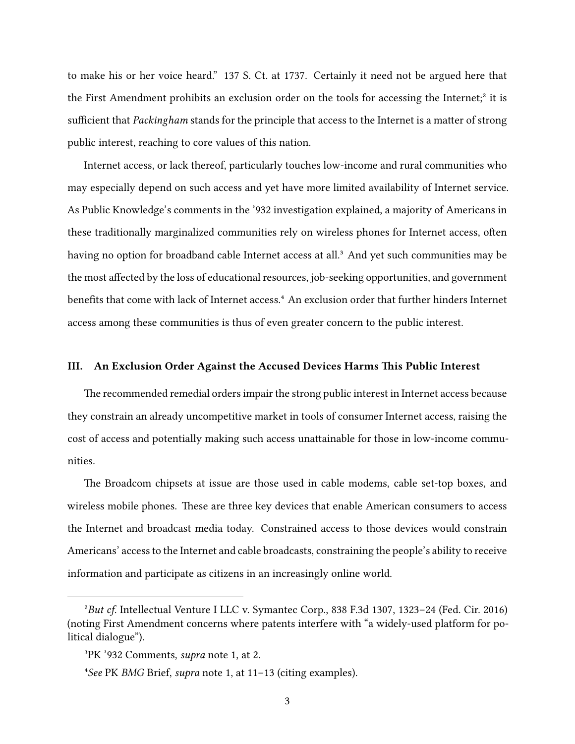to make his or her voice heard." 137 S. Ct. at 1737. Certainly it need not be argued here that the First Amendment prohibits an exclusion order on the tools for accessing the Internet;[2] it is sufficient that *Packingham* stands for the principle that access to the Internet is a matter of strong public interest, reaching to core values of this nation.

Internet access, or lack thereof, particularly touches low-income and rural communities who may especially depend on such access and yet have more limited availability of Internet service. As Public Knowledge's comments in the '932 investigation explained, a majority of Americans in these traditionally marginalized communities rely on wireless phones for Internet access, often having no option for broadband cable Internet access at all.[3] And yet such communities may be the most affected by the loss of educational resources, job-seeking opportunities, and government benefits that come with lack of Internet access.[4] An exclusion order that further hinders Internet access among these communities is thus of even greater concern to the public interest.

## III. An Exclusion Order Against the Accused Devices Harms This Public Interest

The recommended remedial orders impair the strong public interest in Internet access because they constrain an already uncompetitive market in tools of consumer Internet access, raising the cost of access and potentially making such access unattainable for those in low-income communities.

The Broadcom chipsets at issue are those used in cable modems, cable set-top boxes, and wireless mobile phones. These are three key devices that enable American consumers to access the Internet and broadcast media today. Constrained access to those devices would constrain Americans' access to the Internet and cable broadcasts, constraining the people's ability to receive information and participate as citizens in an increasingly online world.

---

[2] *But cf.* Intellectual Venture I LLC v. Symantec Corp., 838 F.3d 1307, 1323–24 (Fed. Cir. 2016) (noting First Amendment concerns where patents interfere with "a widely-used platform for political dialogue").

[3] PK '932 Comments, *supra* note 1, at 2.

[4] *See* PK *BMG* Brief, *supra* note 1, at 11–13 (citing examples).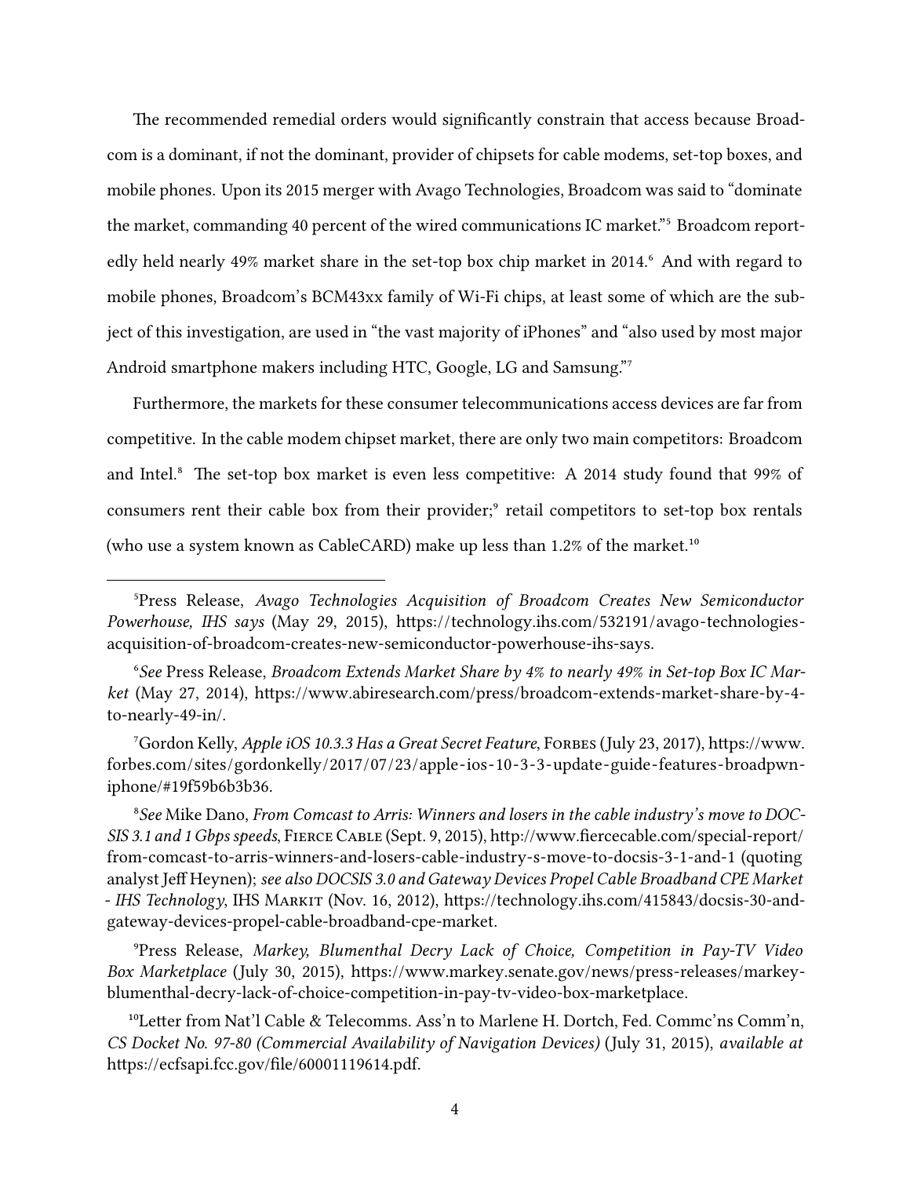The recommended remedial orders would significantly constrain that access because Broadcom is a dominant, if not the dominant, provider of chipsets for cable modems, set-top boxes, and mobile phones. Upon its 2015 merger with Avago Technologies, Broadcom was said to "dominate the market, commanding 40 percent of the wired communications IC market."[5] Broadcom reportedly held nearly 49% market share in the set-top box chip market in 2014.[6] And with regard to mobile phones, Broadcom's BCM43xx family of Wi-Fi chips, at least some of which are the subject of this investigation, are used in "the vast majority of iPhones" and "also used by most major Android smartphone makers including HTC, Google, LG and Samsung."[7]

Furthermore, the markets for these consumer telecommunications access devices are far from competitive. In the cable modem chipset market, there are only two main competitors: Broadcom and Intel.[8] The set-top box market is even less competitive: A 2014 study found that 99% of consumers rent their cable box from their provider;[9] retail competitors to set-top box rentals (who use a system known as CableCARD) make up less than 1.2% of the market.[10]

---

[5]Press Release, *Avago Technologies Acquisition of Broadcom Creates New Semiconductor Powerhouse, IHS says* (May 29, 2015), https://technology.ihs.com/532191/avago-technologies-acquisition-of-broadcom-creates-new-semiconductor-powerhouse-ihs-says.

[6]*See* Press Release, *Broadcom Extends Market Share by 4% to nearly 49% in Set-top Box IC Market* (May 27, 2014), https://www.abiresearch.com/press/broadcom-extends-market-share-by-4-to-nearly-49-in/.

[7]Gordon Kelly, *Apple iOS 10.3.3 Has a Great Secret Feature*, Forbes (July 23, 2017), https://www.forbes.com/sites/gordonkelly/2017/07/23/apple-ios-10-3-3-update-guide-features-broadpwn-iphone/#19f59b6b3b36.

[8]*See* Mike Dano, *From Comcast to Arris: Winners and losers in the cable industry's move to DOCSIS 3.1 and 1 Gbps speeds*, Fierce Cable (Sept. 9, 2015), http://www.fiercecable.com/special-report/from-comcast-to-arris-winners-and-losers-cable-industry-s-move-to-docsis-3-1-and-1 (quoting analyst Jeff Heynen); *see also DOCSIS 3.0 and Gateway Devices Propel Cable Broadband CPE Market - IHS Technology*, IHS Markit (Nov. 16, 2012), https://technology.ihs.com/415843/docsis-30-and-gateway-devices-propel-cable-broadband-cpe-market.

[9]Press Release, *Markey, Blumenthal Decry Lack of Choice, Competition in Pay-TV Video Box Marketplace* (July 30, 2015), https://www.markey.senate.gov/news/press-releases/markey-blumenthal-decry-lack-of-choice-competition-in-pay-tv-video-box-marketplace.

[10]Letter from Nat'l Cable & Telecomms. Ass'n to Marlene H. Dortch, Fed. Commc'ns Comm'n, *CS Docket No. 97-80 (Commercial Availability of Navigation Devices)* (July 31, 2015), *available at* https://ecfsapi.fcc.gov/file/60001119614.pdf.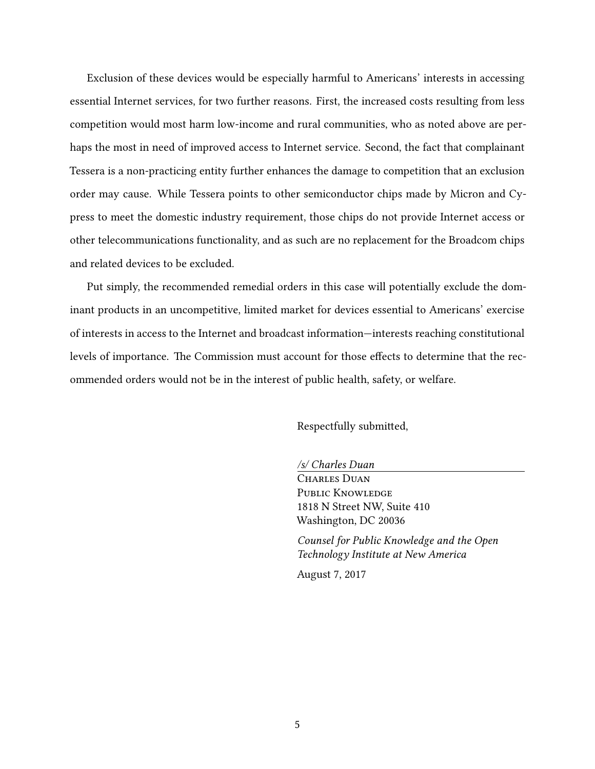Exclusion of these devices would be especially harmful to Americans' interests in accessing essential Internet services, for two further reasons. First, the increased costs resulting from less competition would most harm low-income and rural communities, who as noted above are perhaps the most in need of improved access to Internet service. Second, the fact that complainant Tessera is a non-practicing entity further enhances the damage to competition that an exclusion order may cause. While Tessera points to other semiconductor chips made by Micron and Cypress to meet the domestic industry requirement, those chips do not provide Internet access or other telecommunications functionality, and as such are no replacement for the Broadcom chips and related devices to be excluded.

Put simply, the recommended remedial orders in this case will potentially exclude the dominant products in an uncompetitive, limited market for devices essential to Americans' exercise of interests in access to the Internet and broadcast information—interests reaching constitutional levels of importance. The Commission must account for those effects to determine that the recommended orders would not be in the interest of public health, safety, or welfare.

Respectfully submitted,

*/s/ Charles Duan*
Charles Duan
Public Knowledge
1818 N Street NW, Suite 410
Washington, DC 20036

*Counsel for Public Knowledge and the Open Technology Institute at New America*

August 7, 2017